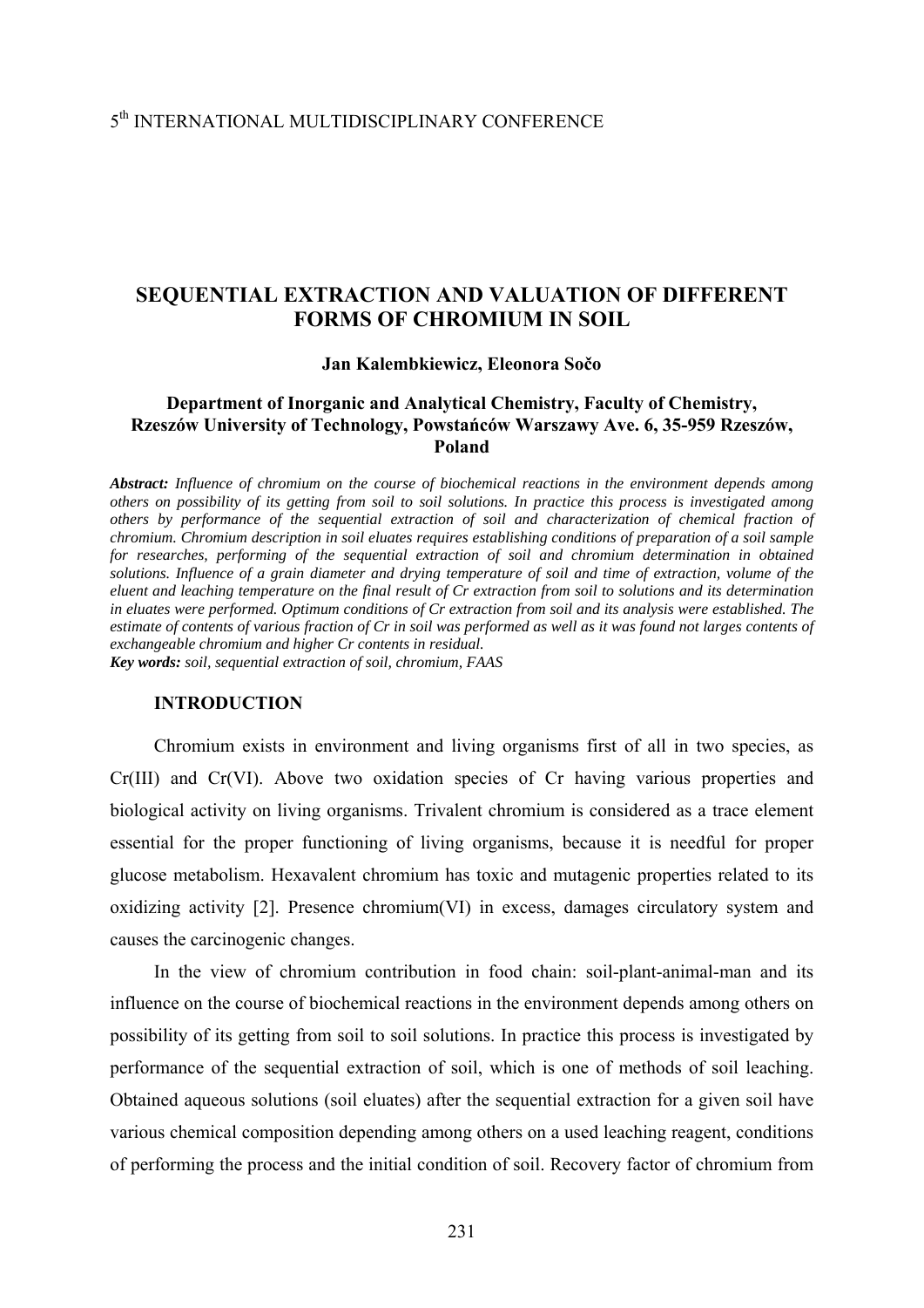# SEQUENTIAL EXTRACTION AND VALUATION OF DIFFERENT FORMS OF CHROMIUM IN SOIL

**Jan Kalembkiewicz, Eleonora Sočo**

**Department of Inorganic and Analytical Chemistry, Faculty of Chemistry, Rzeszów University of Technology, Powstańców Warszawy Ave. 6, 35-959 Rzeszów, Poland**

***Abstract:*** *Influence of chromium on the course of biochemical reactions in the environment depends among others on possibility of its getting from soil to soil solutions. In practice this process is investigated among others by performance of the sequential extraction of soil and characterization of chemical fraction of chromium. Chromium description in soil eluates requires establishing conditions of preparation of a soil sample for researches, performing of the sequential extraction of soil and chromium determination in obtained solutions. Influence of a grain diameter and drying temperature of soil and time of extraction, volume of the eluent and leaching temperature on the final result of Cr extraction from soil to solutions and its determination in eluates were performed. Optimum conditions of Cr extraction from soil and its analysis were established. The estimate of contents of various fraction of Cr in soil was performed as well as it was found not larges contents of exchangeable chromium and higher Cr contents in residual.*

***Key words:*** *soil, sequential extraction of soil, chromium, FAAS*

## INTRODUCTION

Chromium exists in environment and living organisms first of all in two species, as Cr(III) and Cr(VI). Above two oxidation species of Cr having various properties and biological activity on living organisms. Trivalent chromium is considered as a trace element essential for the proper functioning of living organisms, because it is needful for proper glucose metabolism. Hexavalent chromium has toxic and mutagenic properties related to its oxidizing activity [2]. Presence chromium(VI) in excess, damages circulatory system and causes the carcinogenic changes.

In the view of chromium contribution in food chain: soil-plant-animal-man and its influence on the course of biochemical reactions in the environment depends among others on possibility of its getting from soil to soil solutions. In practice this process is investigated by performance of the sequential extraction of soil, which is one of methods of soil leaching. Obtained aqueous solutions (soil eluates) after the sequential extraction for a given soil have various chemical composition depending among others on a used leaching reagent, conditions of performing the process and the initial condition of soil. Recovery factor of chromium from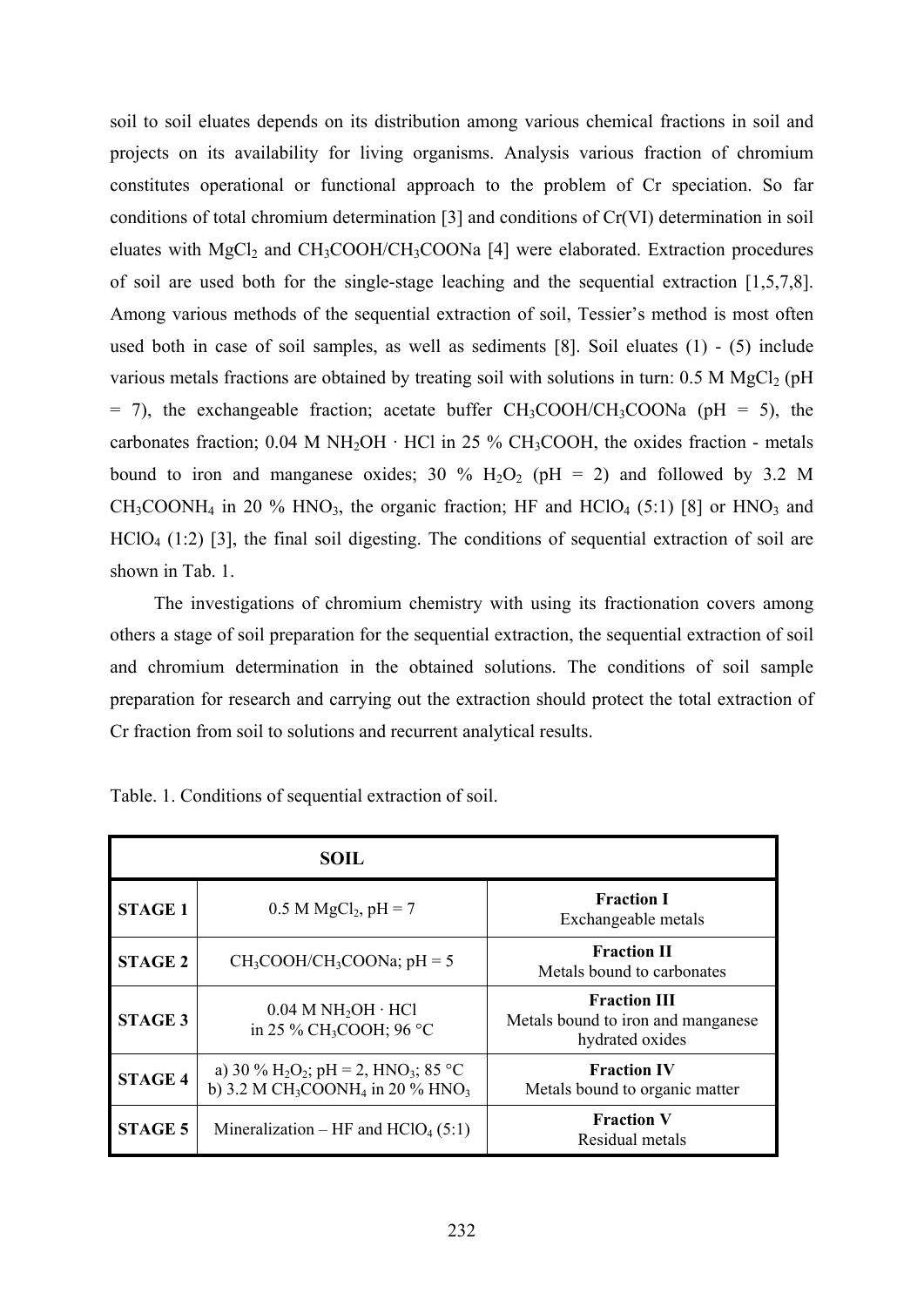soil to soil eluates depends on its distribution among various chemical fractions in soil and projects on its availability for living organisms. Analysis various fraction of chromium constitutes operational or functional approach to the problem of Cr speciation. So far conditions of total chromium determination [3] and conditions of Cr(VI) determination in soil eluates with $MgCl_2$ and $CH_3COOH/CH_3COONa$ [4] were elaborated. Extraction procedures of soil are used both for the single-stage leaching and the sequential extraction [1,5,7,8]. Among various methods of the sequential extraction of soil, Tessier's method is most often used both in case of soil samples, as well as sediments [8]. Soil eluates (1) - (5) include various metals fractions are obtained by treating soil with solutions in turn: 0.5 M $MgCl_2$ (pH = 7), the exchangeable fraction; acetate buffer $CH_3COOH/CH_3COONa$ (pH = 5), the carbonates fraction; 0.04 M $NH_2OH \cdot HCl$ in 25 % $CH_3COOH$, the oxides fraction - metals bound to iron and manganese oxides; 30 % $H_2O_2$ (pH = 2) and followed by 3.2 M $CH_3COONH_4$ in 20 % $HNO_3$, the organic fraction; HF and $HClO_4$ (5:1) [8] or $HNO_3$ and $HClO_4$ (1:2) [3], the final soil digesting. The conditions of sequential extraction of soil are shown in Tab. 1.

The investigations of chromium chemistry with using its fractionation covers among others a stage of soil preparation for the sequential extraction, the sequential extraction of soil and chromium determination in the obtained solutions. The conditions of soil sample preparation for research and carrying out the extraction should protect the total extraction of Cr fraction from soil to solutions and recurrent analytical results.

Table. 1. Conditions of sequential extraction of soil.

| SOIL | | |
|---|---|---|
| **STAGE 1** | 0.5 M $MgCl_2$, pH = 7 | **Fraction I** Exchangeable metals |
| **STAGE 2** | $CH_3COOH/CH_3COONa$; pH = 5 | **Fraction II** Metals bound to carbonates |
| **STAGE 3** | 0.04 M $NH_2OH \cdot HCl$ in 25 % $CH_3COOH$; 96 °C | **Fraction III** Metals bound to iron and manganese hydrated oxides |
| **STAGE 4** | a) 30 % $H_2O_2$; pH = 2, $HNO_3$; 85 °C b) 3.2 M $CH_3COONH_4$ in 20 % $HNO_3$ | **Fraction IV** Metals bound to organic matter |
| **STAGE 5** | Mineralization – HF and $HClO_4$ (5:1) | **Fraction V** Residual metals |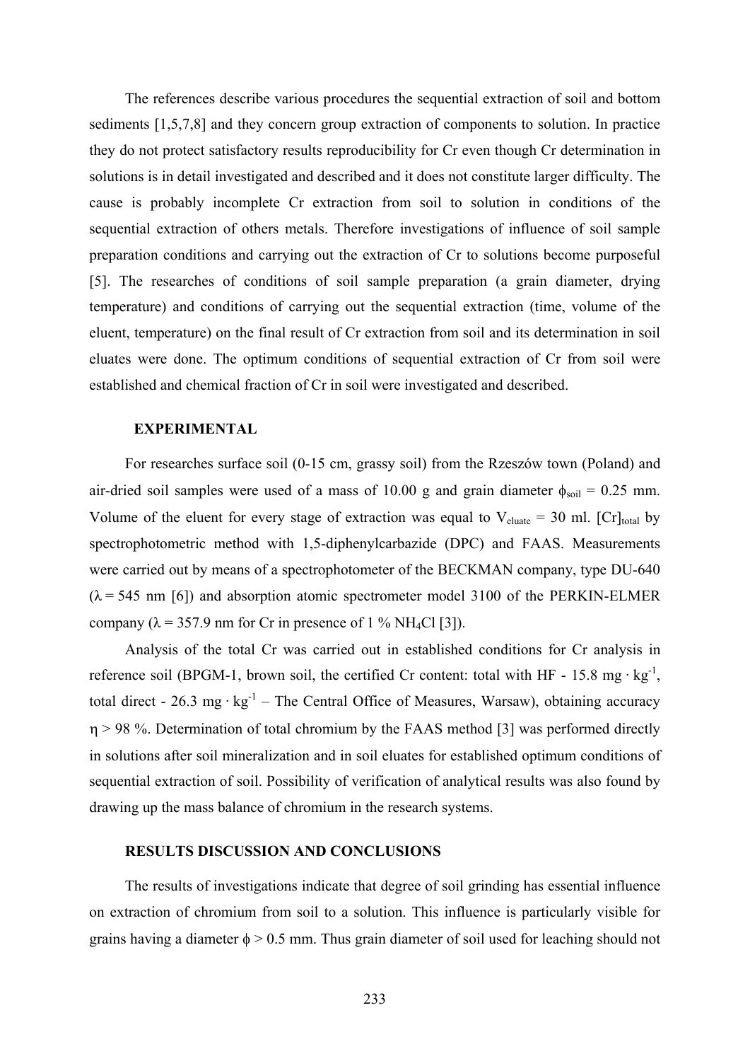The references describe various procedures the sequential extraction of soil and bottom sediments [1,5,7,8] and they concern group extraction of components to solution. In practice they do not protect satisfactory results reproducibility for Cr even though Cr determination in solutions is in detail investigated and described and it does not constitute larger difficulty. The cause is probably incomplete Cr extraction from soil to solution in conditions of the sequential extraction of others metals. Therefore investigations of influence of soil sample preparation conditions and carrying out the extraction of Cr to solutions become purposeful [5]. The researches of conditions of soil sample preparation (a grain diameter, drying temperature) and conditions of carrying out the sequential extraction (time, volume of the eluent, temperature) on the final result of Cr extraction from soil and its determination in soil eluates were done. The optimum conditions of sequential extraction of Cr from soil were established and chemical fraction of Cr in soil were investigated and described.

## EXPERIMENTAL

For researches surface soil (0-15 cm, grassy soil) from the Rzeszów town (Poland) and air-dried soil samples were used of a mass of 10.00 g and grain diameter $\phi_{soil}$ = 0.25 mm. Volume of the eluent for every stage of extraction was equal to $V_{eluate}$ = 30 ml. $[Cr]_{total}$ by spectrophotometric method with 1,5-diphenylcarbazide (DPC) and FAAS. Measurements were carried out by means of a spectrophotometer of the BECKMAN company, type DU-640 ($\lambda$ = 545 nm [6]) and absorption atomic spectrometer model 3100 of the PERKIN-ELMER company ($\lambda$ = 357.9 nm for Cr in presence of 1 % $NH_4Cl$ [3]).

Analysis of the total Cr was carried out in established conditions for Cr analysis in reference soil (BPGM-1, brown soil, the certified Cr content: total with HF - 15.8 mg · kg$^{-1}$, total direct - 26.3 mg · kg$^{-1}$ – The Central Office of Measures, Warsaw), obtaining accuracy $\eta$ > 98 %. Determination of total chromium by the FAAS method [3] was performed directly in solutions after soil mineralization and in soil eluates for established optimum conditions of sequential extraction of soil. Possibility of verification of analytical results was also found by drawing up the mass balance of chromium in the research systems.

## RESULTS DISCUSSION AND CONCLUSIONS

The results of investigations indicate that degree of soil grinding has essential influence on extraction of chromium from soil to a solution. This influence is particularly visible for grains having a diameter $\phi$ > 0.5 mm. Thus grain diameter of soil used for leaching should not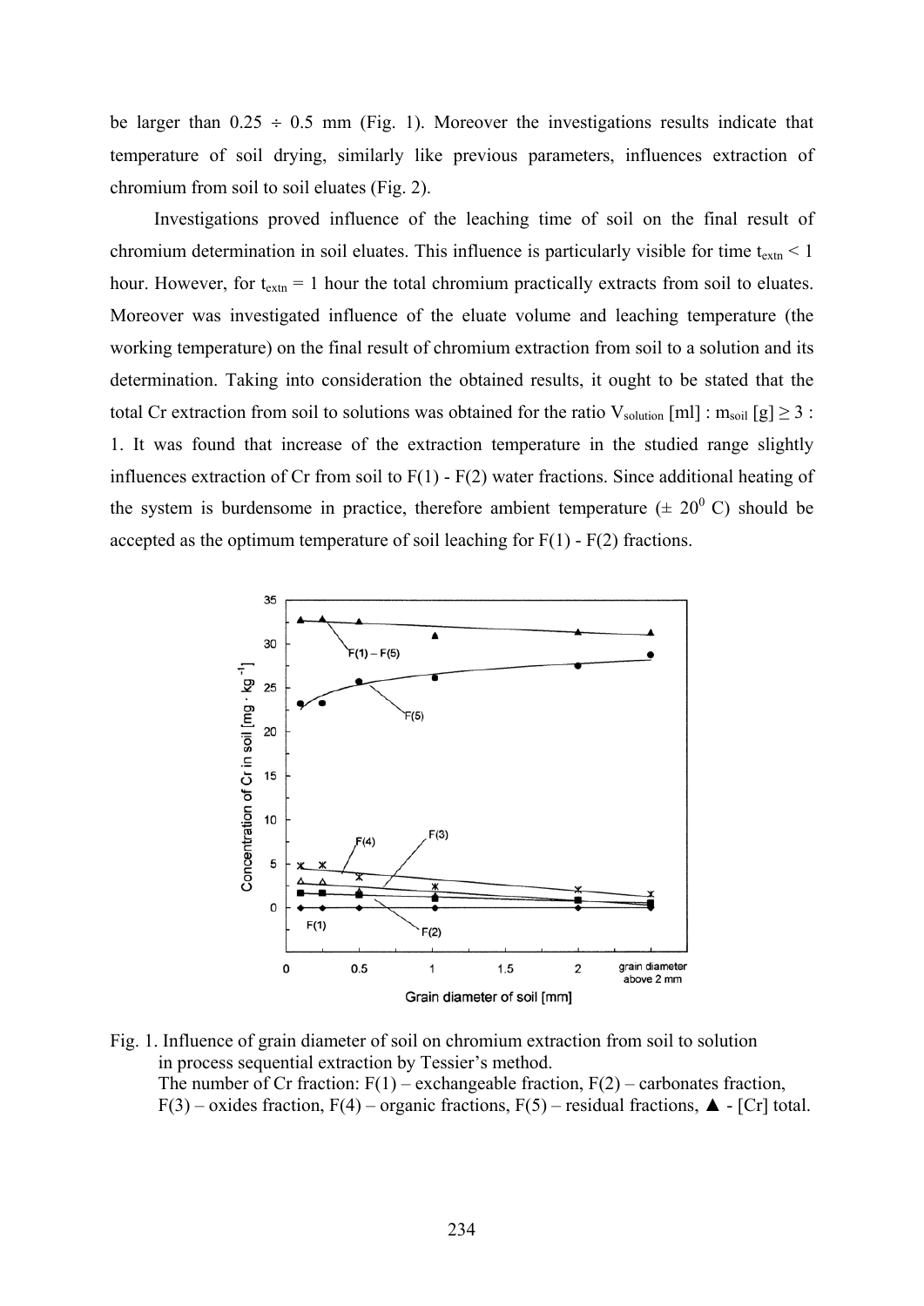be larger than 0.25 ÷ 0.5 mm (Fig. 1). Moreover the investigations results indicate that temperature of soil drying, similarly like previous parameters, influences extraction of chromium from soil to soil eluates (Fig. 2).

Investigations proved influence of the leaching time of soil on the final result of chromium determination in soil eluates. This influence is particularly visible for time $t_{extn} < 1$ hour. However, for $t_{extn} = 1$ hour the total chromium practically extracts from soil to eluates. Moreover was investigated influence of the eluate volume and leaching temperature (the working temperature) on the final result of chromium extraction from soil to a solution and its determination. Taking into consideration the obtained results, it ought to be stated that the total Cr extraction from soil to solutions was obtained for the ratio $V_{solution}$ [ml] : $m_{soil}$ [g] ≥ 3 : 1. It was found that increase of the extraction temperature in the studied range slightly influences extraction of Cr from soil to F(1) - F(2) water fractions. Since additional heating of the system is burdensome in practice, therefore ambient temperature (± $20^0$ C) should be accepted as the optimum temperature of soil leaching for F(1) - F(2) fractions.

Fig. 1. Influence of grain diameter of soil on chromium extraction from soil to solution in process sequential extraction by Tessier's method.
The number of Cr fraction: F(1) – exchangeable fraction, F(2) – carbonates fraction, F(3) – oxides fraction, F(4) – organic fractions, F(5) – residual fractions, ▲ - [Cr] total.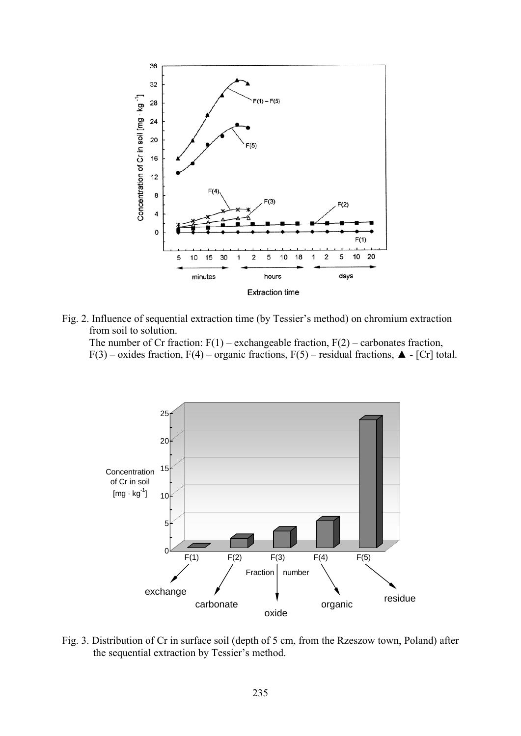Fig. 2. Influence of sequential extraction time (by Tessier's method) on chromium extraction from soil to solution.
The number of Cr fraction: F(1) – exchangeable fraction, F(2) – carbonates fraction, F(3) – oxides fraction, F(4) – organic fractions, F(5) – residual fractions, ▲ - [Cr] total.

Fig. 3. Distribution of Cr in surface soil (depth of 5 cm, from the Rzeszow town, Poland) after the sequential extraction by Tessier's method.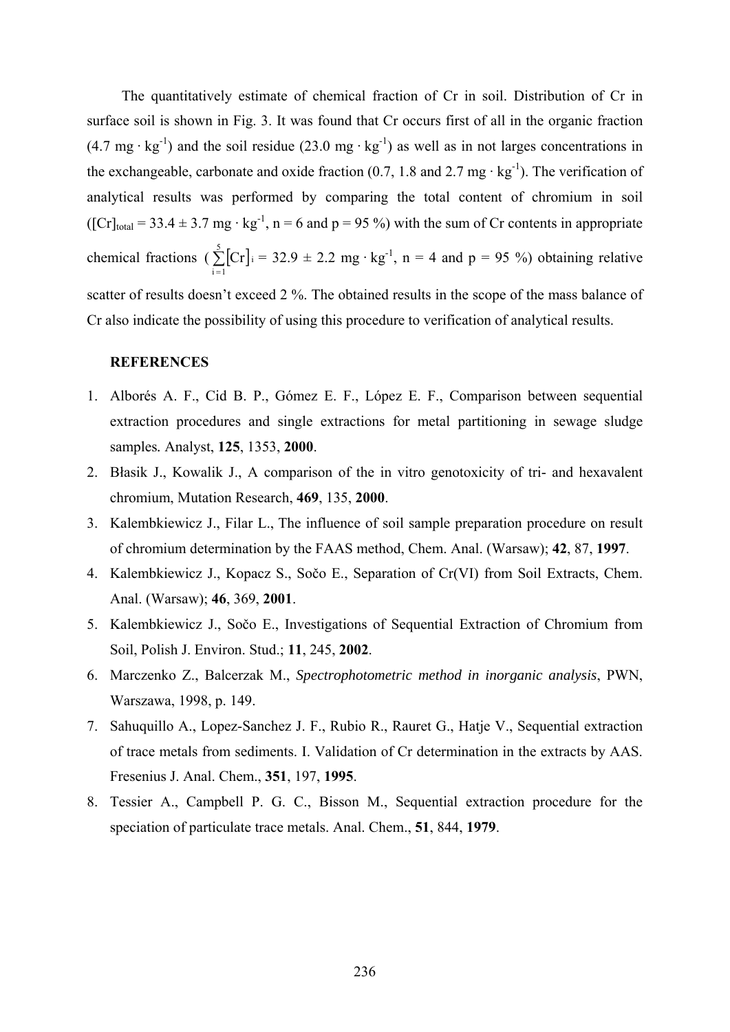The quantitatively estimate of chemical fraction of Cr in soil. Distribution of Cr in surface soil is shown in Fig. 3. It was found that Cr occurs first of all in the organic fraction (4.7 mg · kg$^{-1}$) and the soil residue (23.0 mg · kg$^{-1}$) as well as in not larges concentrations in the exchangeable, carbonate and oxide fraction (0.7, 1.8 and 2.7 mg · kg$^{-1}$). The verification of analytical results was performed by comparing the total content of chromium in soil ($[Cr]_{total}$ = 33.4 ± 3.7 mg · kg$^{-1}$, n = 6 and p = 95 %) with the sum of Cr contents in appropriate chemical fractions ($\sum_{i=1}^{5}[Cr]_i$ = 32.9 ± 2.2 mg · kg$^{-1}$, n = 4 and p = 95 %) obtaining relative scatter of results doesn't exceed 2 %. The obtained results in the scope of the mass balance of Cr also indicate the possibility of using this procedure to verification of analytical results.

## REFERENCES

1. Alborés A. F., Cid B. P., Gómez E. F., López E. F., Comparison between sequential extraction procedures and single extractions for metal partitioning in sewage sludge samples. Analyst, **125**, 1353, **2000**.
2. Błasik J., Kowalik J., A comparison of the in vitro genotoxicity of tri- and hexavalent chromium, Mutation Research, **469**, 135, **2000**.
3. Kalembkiewicz J., Filar L., The influence of soil sample preparation procedure on result of chromium determination by the FAAS method, Chem. Anal. (Warsaw); **42**, 87, **1997**.
4. Kalembkiewicz J., Kopacz S., Sočo E., Separation of Cr(VI) from Soil Extracts, Chem. Anal. (Warsaw); **46**, 369, **2001**.
5. Kalembkiewicz J., Sočo E., Investigations of Sequential Extraction of Chromium from Soil, Polish J. Environ. Stud.; **11**, 245, **2002**.
6. Marczenko Z., Balcerzak M., *Spectrophotometric method in inorganic analysis*, PWN, Warszawa, 1998, p. 149.
7. Sahuquillo A., Lopez-Sanchez J. F., Rubio R., Rauret G., Hatje V., Sequential extraction of trace metals from sediments. I. Validation of Cr determination in the extracts by AAS. Fresenius J. Anal. Chem., **351**, 197, **1995**.
8. Tessier A., Campbell P. G. C., Bisson M., Sequential extraction procedure for the speciation of particulate trace metals. Anal. Chem., **51**, 844, **1979**.